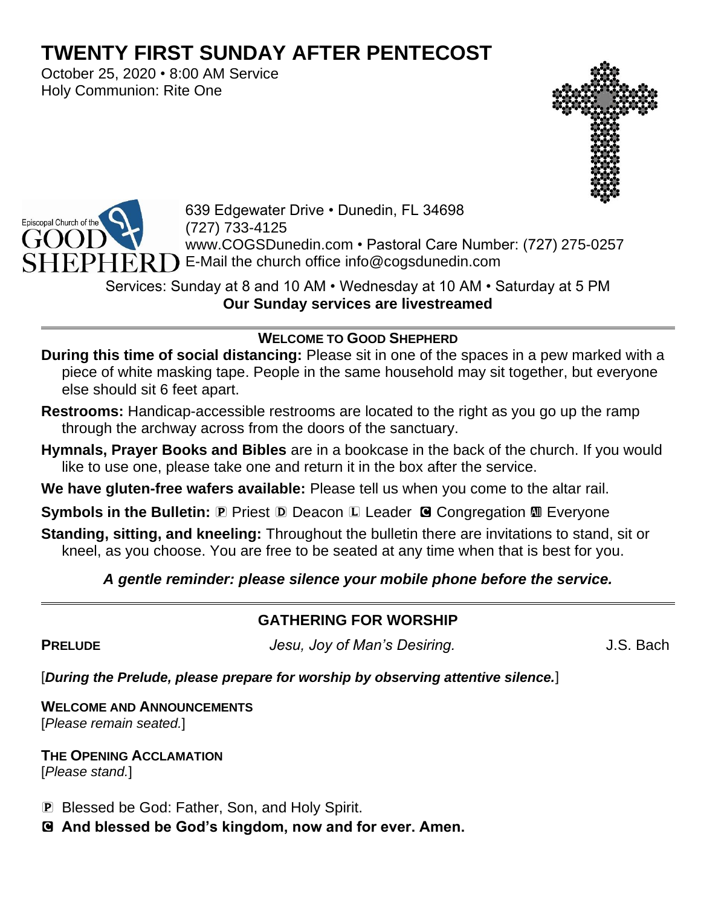# TWENTY FIRST SUNDAY AFTER PENTECOST

October 25, 2020 • 8:00 AM Service
Holy Communion: Rite One

Episcopal Church of the GOOD SHEPHERD

639 Edgewater Drive • Dunedin, FL 34698
(727) 733-4125
www.COGSDunedin.com • Pastoral Care Number: (727) 275-0257
E-Mail the church office info@cogsdunedin.com

Services: Sunday at 8 and 10 AM • Wednesday at 10 AM • Saturday at 5 PM
**Our Sunday services are livestreamed**

---

**WELCOME TO GOOD SHEPHERD**

**During this time of social distancing:** Please sit in one of the spaces in a pew marked with a piece of white masking tape. People in the same household may sit together, but everyone else should sit 6 feet apart.

**Restrooms:** Handicap-accessible restrooms are located to the right as you go up the ramp through the archway across from the doors of the sanctuary.

**Hymnals, Prayer Books and Bibles** are in a bookcase in the back of the church. If you would like to use one, please take one and return it in the box after the service.

**We have gluten-free wafers available:** Please tell us when you come to the altar rail.

**Symbols in the Bulletin:** Ⓟ Priest Ⓓ Deacon Ⓛ Leader Ⓒ Congregation Ⓐ Everyone

**Standing, sitting, and kneeling:** Throughout the bulletin there are invitations to stand, sit or kneel, as you choose. You are free to be seated at any time when that is best for you.

***A gentle reminder: please silence your mobile phone before the service.***

---

## GATHERING FOR WORSHIP

**PRELUDE** *Jesu, Joy of Man's Desiring.* J.S. Bach

[***During the Prelude, please prepare for worship by observing attentive silence.***]

**WELCOME AND ANNOUNCEMENTS**
[*Please remain seated.*]

**THE OPENING ACCLAMATION**
[*Please stand.*]

Ⓟ Blessed be God: Father, Son, and Holy Spirit.

Ⓒ **And blessed be God's kingdom, now and for ever. Amen.**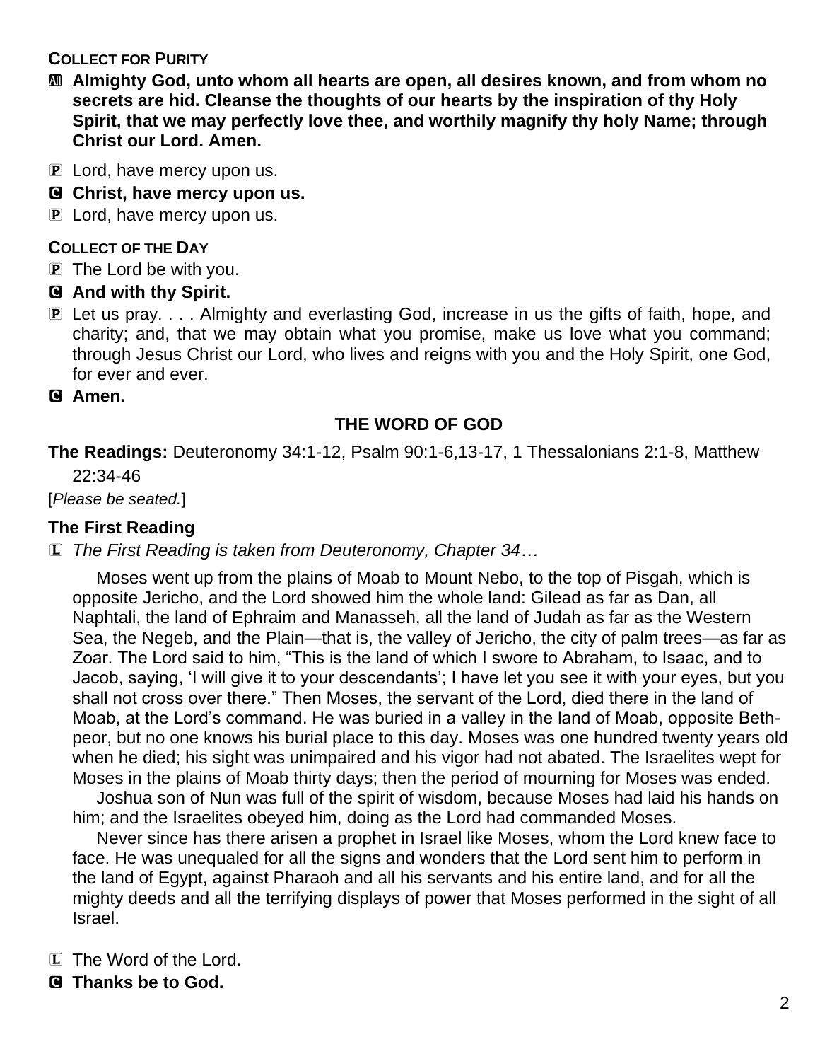**COLLECT FOR PURITY**

Ⓐ **Almighty God, unto whom all hearts are open, all desires known, and from whom no secrets are hid. Cleanse the thoughts of our hearts by the inspiration of thy Holy Spirit, that we may perfectly love thee, and worthily magnify thy holy Name; through Christ our Lord. Amen.**

Ⓟ Lord, have mercy upon us.

Ⓒ **Christ, have mercy upon us.**

Ⓟ Lord, have mercy upon us.

**COLLECT OF THE DAY**

Ⓟ The Lord be with you.

Ⓒ **And with thy Spirit.**

Ⓟ Let us pray. . . . Almighty and everlasting God, increase in us the gifts of faith, hope, and charity; and, that we may obtain what you promise, make us love what you command; through Jesus Christ our Lord, who lives and reigns with you and the Holy Spirit, one God, for ever and ever.

Ⓒ **Amen.**

## THE WORD OF GOD

**The Readings:** Deuteronomy 34:1-12, Psalm 90:1-6,13-17, 1 Thessalonians 2:1-8, Matthew 22:34-46

[*Please be seated.*]

### The First Reading

Ⓛ *The First Reading is taken from Deuteronomy, Chapter 34…*

Moses went up from the plains of Moab to Mount Nebo, to the top of Pisgah, which is opposite Jericho, and the Lord showed him the whole land: Gilead as far as Dan, all Naphtali, the land of Ephraim and Manasseh, all the land of Judah as far as the Western Sea, the Negeb, and the Plain—that is, the valley of Jericho, the city of palm trees—as far as Zoar. The Lord said to him, "This is the land of which I swore to Abraham, to Isaac, and to Jacob, saying, 'I will give it to your descendants'; I have let you see it with your eyes, but you shall not cross over there." Then Moses, the servant of the Lord, died there in the land of Moab, at the Lord's command. He was buried in a valley in the land of Moab, opposite Beth-peor, but no one knows his burial place to this day. Moses was one hundred twenty years old when he died; his sight was unimpaired and his vigor had not abated. The Israelites wept for Moses in the plains of Moab thirty days; then the period of mourning for Moses was ended.

Joshua son of Nun was full of the spirit of wisdom, because Moses had laid his hands on him; and the Israelites obeyed him, doing as the Lord had commanded Moses.

Never since has there arisen a prophet in Israel like Moses, whom the Lord knew face to face. He was unequaled for all the signs and wonders that the Lord sent him to perform in the land of Egypt, against Pharaoh and all his servants and his entire land, and for all the mighty deeds and all the terrifying displays of power that Moses performed in the sight of all Israel.

Ⓛ The Word of the Lord.

Ⓒ **Thanks be to God.**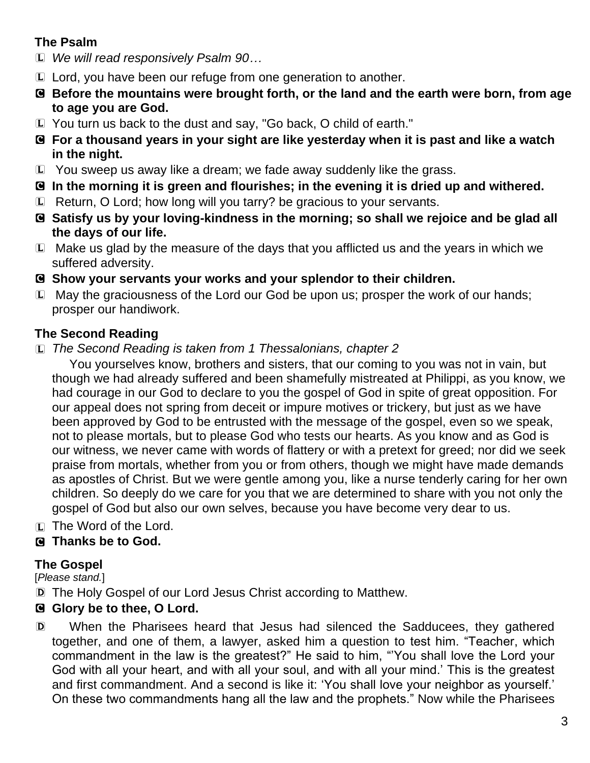**The Psalm**

Ⓛ *We will read responsively Psalm 90…*

Ⓛ Lord, you have been our refuge from one generation to another.

Ⓒ **Before the mountains were brought forth, or the land and the earth were born, from age to age you are God.**

Ⓛ You turn us back to the dust and say, "Go back, O child of earth."

Ⓒ **For a thousand years in your sight are like yesterday when it is past and like a watch in the night.**

Ⓛ You sweep us away like a dream; we fade away suddenly like the grass.

Ⓒ **In the morning it is green and flourishes; in the evening it is dried up and withered.**

Ⓛ Return, O Lord; how long will you tarry? be gracious to your servants.

Ⓒ **Satisfy us by your loving-kindness in the morning; so shall we rejoice and be glad all the days of our life.**

Ⓛ Make us glad by the measure of the days that you afflicted us and the years in which we suffered adversity.

Ⓒ **Show your servants your works and your splendor to their children.**

Ⓛ May the graciousness of the Lord our God be upon us; prosper the work of our hands; prosper our handiwork.

**The Second Reading**

Ⓛ *The Second Reading is taken from 1 Thessalonians, chapter 2*

You yourselves know, brothers and sisters, that our coming to you was not in vain, but though we had already suffered and been shamefully mistreated at Philippi, as you know, we had courage in our God to declare to you the gospel of God in spite of great opposition. For our appeal does not spring from deceit or impure motives or trickery, but just as we have been approved by God to be entrusted with the message of the gospel, even so we speak, not to please mortals, but to please God who tests our hearts. As you know and as God is our witness, we never came with words of flattery or with a pretext for greed; nor did we seek praise from mortals, whether from you or from others, though we might have made demands as apostles of Christ. But we were gentle among you, like a nurse tenderly caring for her own children. So deeply do we care for you that we are determined to share with you not only the gospel of God but also our own selves, because you have become very dear to us.

Ⓛ The Word of the Lord.

Ⓒ **Thanks be to God.**

**The Gospel**

[*Please stand.*]

Ⓓ The Holy Gospel of our Lord Jesus Christ according to Matthew.

Ⓒ **Glory be to thee, O Lord.**

Ⓓ When the Pharisees heard that Jesus had silenced the Sadducees, they gathered together, and one of them, a lawyer, asked him a question to test him. "Teacher, which commandment in the law is the greatest?" He said to him, "'You shall love the Lord your God with all your heart, and with all your soul, and with all your mind.' This is the greatest and first commandment. And a second is like it: 'You shall love your neighbor as yourself.' On these two commandments hang all the law and the prophets." Now while the Pharisees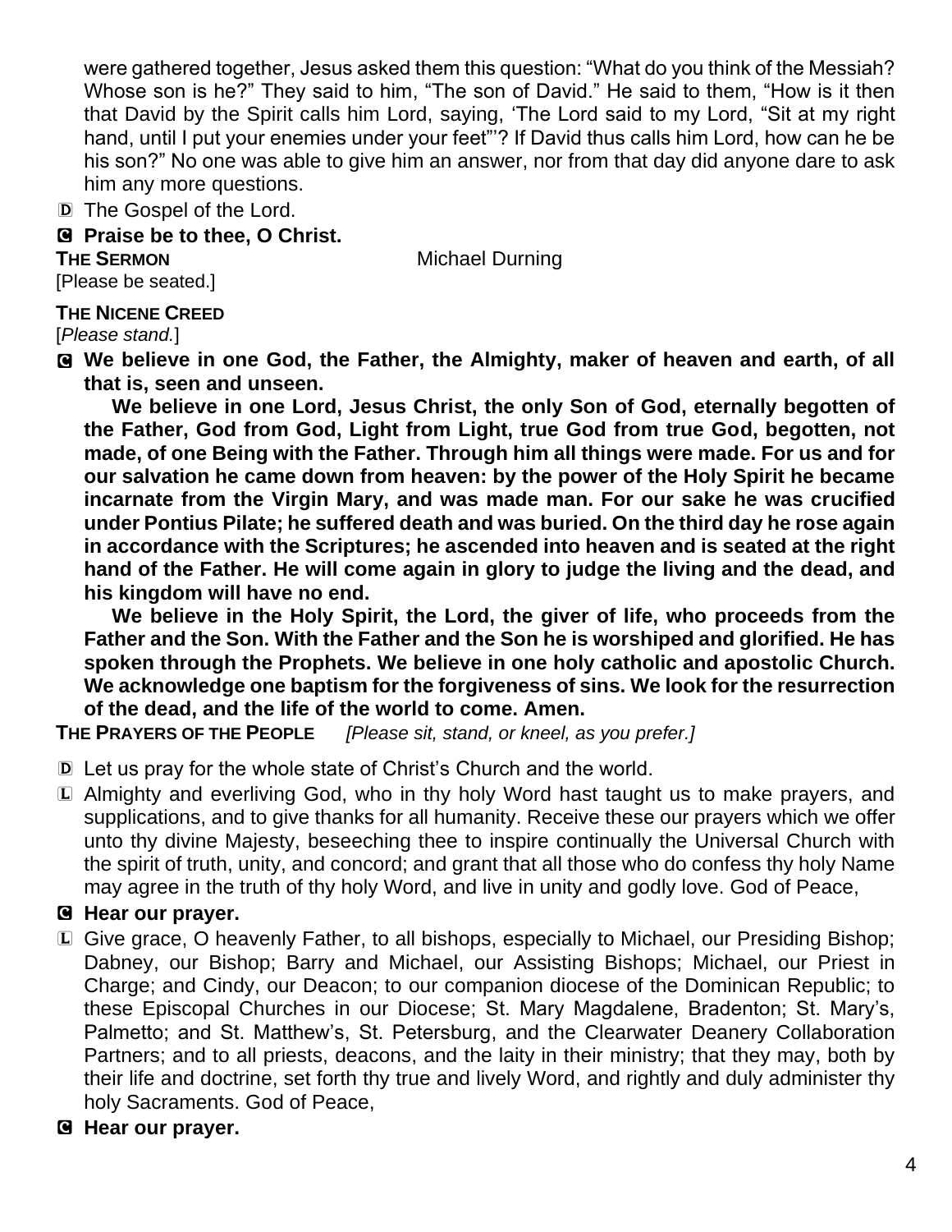were gathered together, Jesus asked them this question: "What do you think of the Messiah? Whose son is he?" They said to him, "The son of David." He said to them, "How is it then that David by the Spirit calls him Lord, saying, 'The Lord said to my Lord, "Sit at my right hand, until I put your enemies under your feet"'? If David thus calls him Lord, how can he be his son?" No one was able to give him an answer, nor from that day did anyone dare to ask him any more questions.

D The Gospel of the Lord.

**C Praise be to thee, O Christ.**

**THE SERMON** Michael Durning

[Please be seated.]

**THE NICENE CREED**

[*Please stand.*]

**C We believe in one God, the Father, the Almighty, maker of heaven and earth, of all that is, seen and unseen.**

**We believe in one Lord, Jesus Christ, the only Son of God, eternally begotten of the Father, God from God, Light from Light, true God from true God, begotten, not made, of one Being with the Father. Through him all things were made. For us and for our salvation he came down from heaven: by the power of the Holy Spirit he became incarnate from the Virgin Mary, and was made man. For our sake he was crucified under Pontius Pilate; he suffered death and was buried. On the third day he rose again in accordance with the Scriptures; he ascended into heaven and is seated at the right hand of the Father. He will come again in glory to judge the living and the dead, and his kingdom will have no end.**

**We believe in the Holy Spirit, the Lord, the giver of life, who proceeds from the Father and the Son. With the Father and the Son he is worshiped and glorified. He has spoken through the Prophets. We believe in one holy catholic and apostolic Church. We acknowledge one baptism for the forgiveness of sins. We look for the resurrection of the dead, and the life of the world to come. Amen.**

**THE PRAYERS OF THE PEOPLE** *[Please sit, stand, or kneel, as you prefer.]*

D Let us pray for the whole state of Christ's Church and the world.

L Almighty and everliving God, who in thy holy Word hast taught us to make prayers, and supplications, and to give thanks for all humanity. Receive these our prayers which we offer unto thy divine Majesty, beseeching thee to inspire continually the Universal Church with the spirit of truth, unity, and concord; and grant that all those who do confess thy holy Name may agree in the truth of thy holy Word, and live in unity and godly love. God of Peace,

**C Hear our prayer.**

L Give grace, O heavenly Father, to all bishops, especially to Michael, our Presiding Bishop; Dabney, our Bishop; Barry and Michael, our Assisting Bishops; Michael, our Priest in Charge; and Cindy, our Deacon; to our companion diocese of the Dominican Republic; to these Episcopal Churches in our Diocese; St. Mary Magdalene, Bradenton; St. Mary's, Palmetto; and St. Matthew's, St. Petersburg, and the Clearwater Deanery Collaboration Partners; and to all priests, deacons, and the laity in their ministry; that they may, both by their life and doctrine, set forth thy true and lively Word, and rightly and duly administer thy holy Sacraments. God of Peace,

**C Hear our prayer.**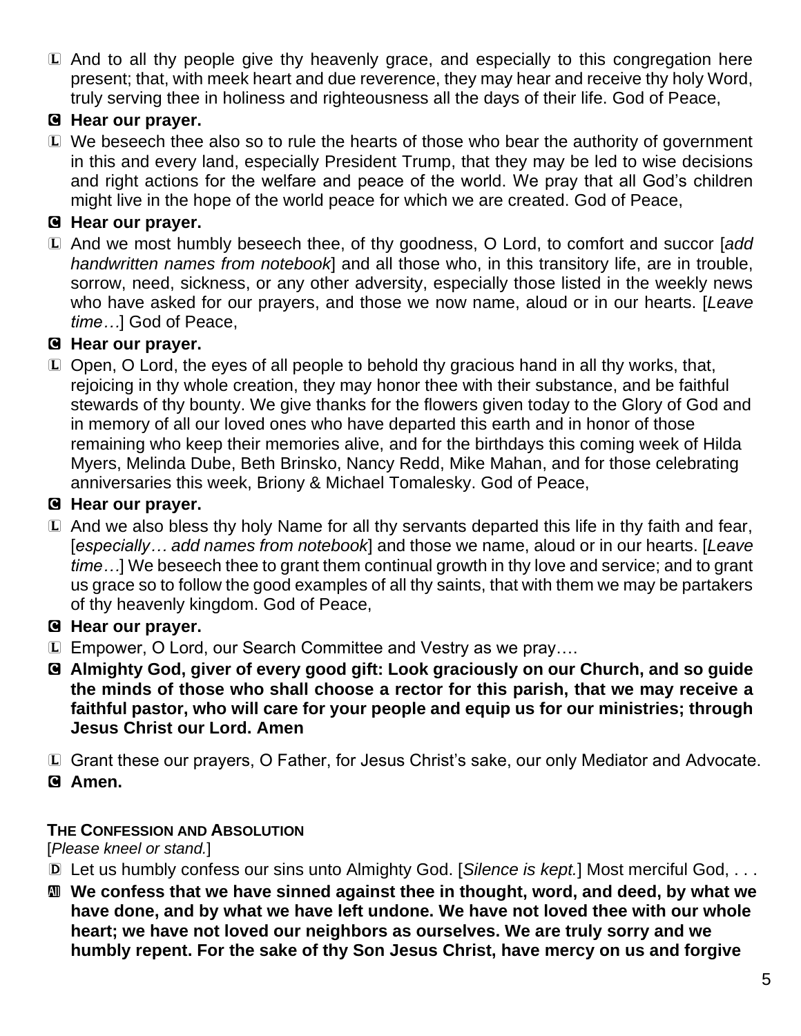L And to all thy people give thy heavenly grace, and especially to this congregation here present; that, with meek heart and due reverence, they may hear and receive thy holy Word, truly serving thee in holiness and righteousness all the days of their life. God of Peace,

**C Hear our prayer.**

L We beseech thee also so to rule the hearts of those who bear the authority of government in this and every land, especially President Trump, that they may be led to wise decisions and right actions for the welfare and peace of the world. We pray that all God's children might live in the hope of the world peace for which we are created. God of Peace,

**C Hear our prayer.**

L And we most humbly beseech thee, of thy goodness, O Lord, to comfort and succor [*add handwritten names from notebook*] and all those who, in this transitory life, are in trouble, sorrow, need, sickness, or any other adversity, especially those listed in the weekly news who have asked for our prayers, and those we now name, aloud or in our hearts. [*Leave time…*] God of Peace,

**C Hear our prayer.**

L Open, O Lord, the eyes of all people to behold thy gracious hand in all thy works, that, rejoicing in thy whole creation, they may honor thee with their substance, and be faithful stewards of thy bounty. We give thanks for the flowers given today to the Glory of God and in memory of all our loved ones who have departed this earth and in honor of those remaining who keep their memories alive, and for the birthdays this coming week of Hilda Myers, Melinda Dube, Beth Brinsko, Nancy Redd, Mike Mahan, and for those celebrating anniversaries this week, Briony & Michael Tomalesky. God of Peace,

**C Hear our prayer.**

L And we also bless thy holy Name for all thy servants departed this life in thy faith and fear, [*especially… add names from notebook*] and those we name, aloud or in our hearts. [*Leave time…*] We beseech thee to grant them continual growth in thy love and service; and to grant us grace so to follow the good examples of all thy saints, that with them we may be partakers of thy heavenly kingdom. God of Peace,

**C Hear our prayer.**

L Empower, O Lord, our Search Committee and Vestry as we pray….

**C Almighty God, giver of every good gift: Look graciously on our Church, and so guide the minds of those who shall choose a rector for this parish, that we may receive a faithful pastor, who will care for your people and equip us for our ministries; through Jesus Christ our Lord. Amen**

L Grant these our prayers, O Father, for Jesus Christ's sake, our only Mediator and Advocate.

**C Amen.**

### The Confession and Absolution

[*Please kneel or stand.*]

D Let us humbly confess our sins unto Almighty God. [*Silence is kept.*] Most merciful God, . . .

**All We confess that we have sinned against thee in thought, word, and deed, by what we have done, and by what we have left undone. We have not loved thee with our whole heart; we have not loved our neighbors as ourselves. We are truly sorry and we humbly repent. For the sake of thy Son Jesus Christ, have mercy on us and forgive**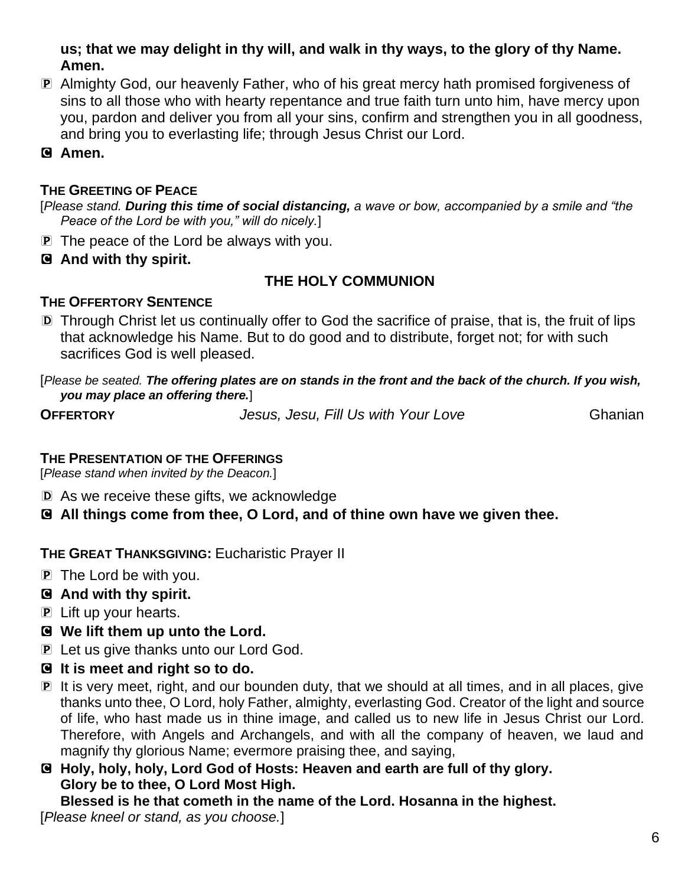**us; that we may delight in thy will, and walk in thy ways, to the glory of thy Name. Amen.**

P Almighty God, our heavenly Father, who of his great mercy hath promised forgiveness of sins to all those who with hearty repentance and true faith turn unto him, have mercy upon you, pardon and deliver you from all your sins, confirm and strengthen you in all goodness, and bring you to everlasting life; through Jesus Christ our Lord.

C **Amen.**

**THE GREETING OF PEACE**

[*Please stand.* ***During this time of social distancing,*** *a wave or bow, accompanied by a smile and "the Peace of the Lord be with you," will do nicely.*]

P The peace of the Lord be always with you.

C **And with thy spirit.**

## THE HOLY COMMUNION

**THE OFFERTORY SENTENCE**

D Through Christ let us continually offer to God the sacrifice of praise, that is, the fruit of lips that acknowledge his Name. But to do good and to distribute, forget not; for with such sacrifices God is well pleased.

[*Please be seated.* ***The offering plates are on stands in the front and the back of the church. If you wish, you may place an offering there.***]

**OFFERTORY** *Jesus, Jesu, Fill Us with Your Love* Ghanian

**THE PRESENTATION OF THE OFFERINGS**

[*Please stand when invited by the Deacon.*]

D As we receive these gifts, we acknowledge

C **All things come from thee, O Lord, and of thine own have we given thee.**

**THE GREAT THANKSGIVING:** Eucharistic Prayer II

P The Lord be with you.

C **And with thy spirit.**

P Lift up your hearts.

C **We lift them up unto the Lord.**

P Let us give thanks unto our Lord God.

C **It is meet and right so to do.**

P It is very meet, right, and our bounden duty, that we should at all times, and in all places, give thanks unto thee, O Lord, holy Father, almighty, everlasting God. Creator of the light and source of life, who hast made us in thine image, and called us to new life in Jesus Christ our Lord. Therefore, with Angels and Archangels, and with all the company of heaven, we laud and magnify thy glorious Name; evermore praising thee, and saying,

C **Holy, holy, holy, Lord God of Hosts: Heaven and earth are full of thy glory.
Glory be to thee, O Lord Most High.
Blessed is he that cometh in the name of the Lord. Hosanna in the highest.**

[*Please kneel or stand, as you choose.*]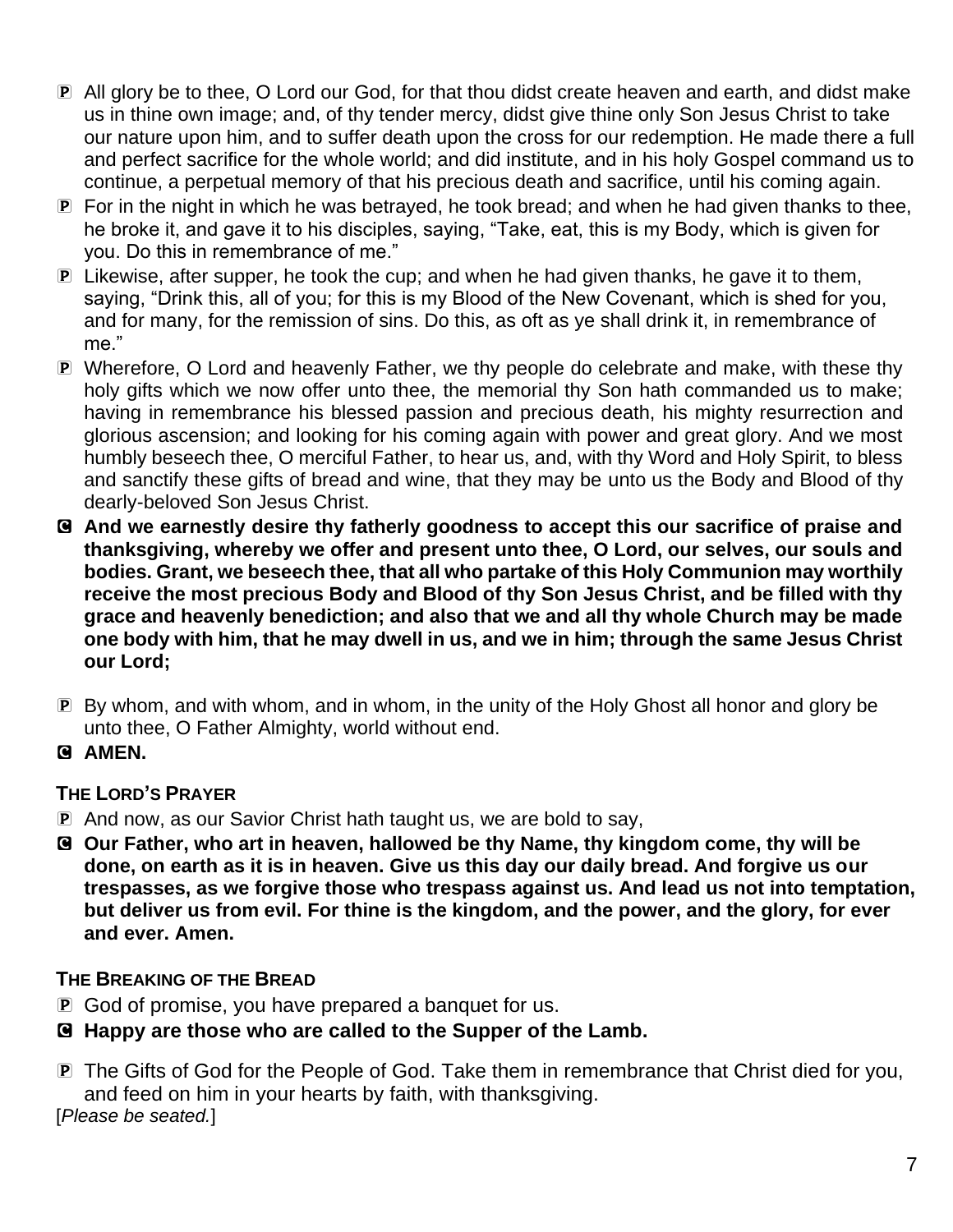Ⓟ All glory be to thee, O Lord our God, for that thou didst create heaven and earth, and didst make us in thine own image; and, of thy tender mercy, didst give thine only Son Jesus Christ to take our nature upon him, and to suffer death upon the cross for our redemption. He made there a full and perfect sacrifice for the whole world; and did institute, and in his holy Gospel command us to continue, a perpetual memory of that his precious death and sacrifice, until his coming again.

Ⓟ For in the night in which he was betrayed, he took bread; and when he had given thanks to thee, he broke it, and gave it to his disciples, saying, "Take, eat, this is my Body, which is given for you. Do this in remembrance of me."

Ⓟ Likewise, after supper, he took the cup; and when he had given thanks, he gave it to them, saying, "Drink this, all of you; for this is my Blood of the New Covenant, which is shed for you, and for many, for the remission of sins. Do this, as oft as ye shall drink it, in remembrance of me."

Ⓟ Wherefore, O Lord and heavenly Father, we thy people do celebrate and make, with these thy holy gifts which we now offer unto thee, the memorial thy Son hath commanded us to make; having in remembrance his blessed passion and precious death, his mighty resurrection and glorious ascension; and looking for his coming again with power and great glory. And we most humbly beseech thee, O merciful Father, to hear us, and, with thy Word and Holy Spirit, to bless and sanctify these gifts of bread and wine, that they may be unto us the Body and Blood of thy dearly-beloved Son Jesus Christ.

Ⓒ **And we earnestly desire thy fatherly goodness to accept this our sacrifice of praise and thanksgiving, whereby we offer and present unto thee, O Lord, our selves, our souls and bodies. Grant, we beseech thee, that all who partake of this Holy Communion may worthily receive the most precious Body and Blood of thy Son Jesus Christ, and be filled with thy grace and heavenly benediction; and also that we and all thy whole Church may be made one body with him, that he may dwell in us, and we in him; through the same Jesus Christ our Lord;**

Ⓟ By whom, and with whom, and in whom, in the unity of the Holy Ghost all honor and glory be unto thee, O Father Almighty, world without end.

Ⓒ **AMEN.**

### THE LORD'S PRAYER

Ⓟ And now, as our Savior Christ hath taught us, we are bold to say,

Ⓒ **Our Father, who art in heaven, hallowed be thy Name, thy kingdom come, thy will be done, on earth as it is in heaven. Give us this day our daily bread. And forgive us our trespasses, as we forgive those who trespass against us. And lead us not into temptation, but deliver us from evil. For thine is the kingdom, and the power, and the glory, for ever and ever. Amen.**

### THE BREAKING OF THE BREAD

Ⓟ God of promise, you have prepared a banquet for us.

Ⓒ **Happy are those who are called to the Supper of the Lamb.**

Ⓟ The Gifts of God for the People of God. Take them in remembrance that Christ died for you, and feed on him in your hearts by faith, with thanksgiving.

[*Please be seated.*]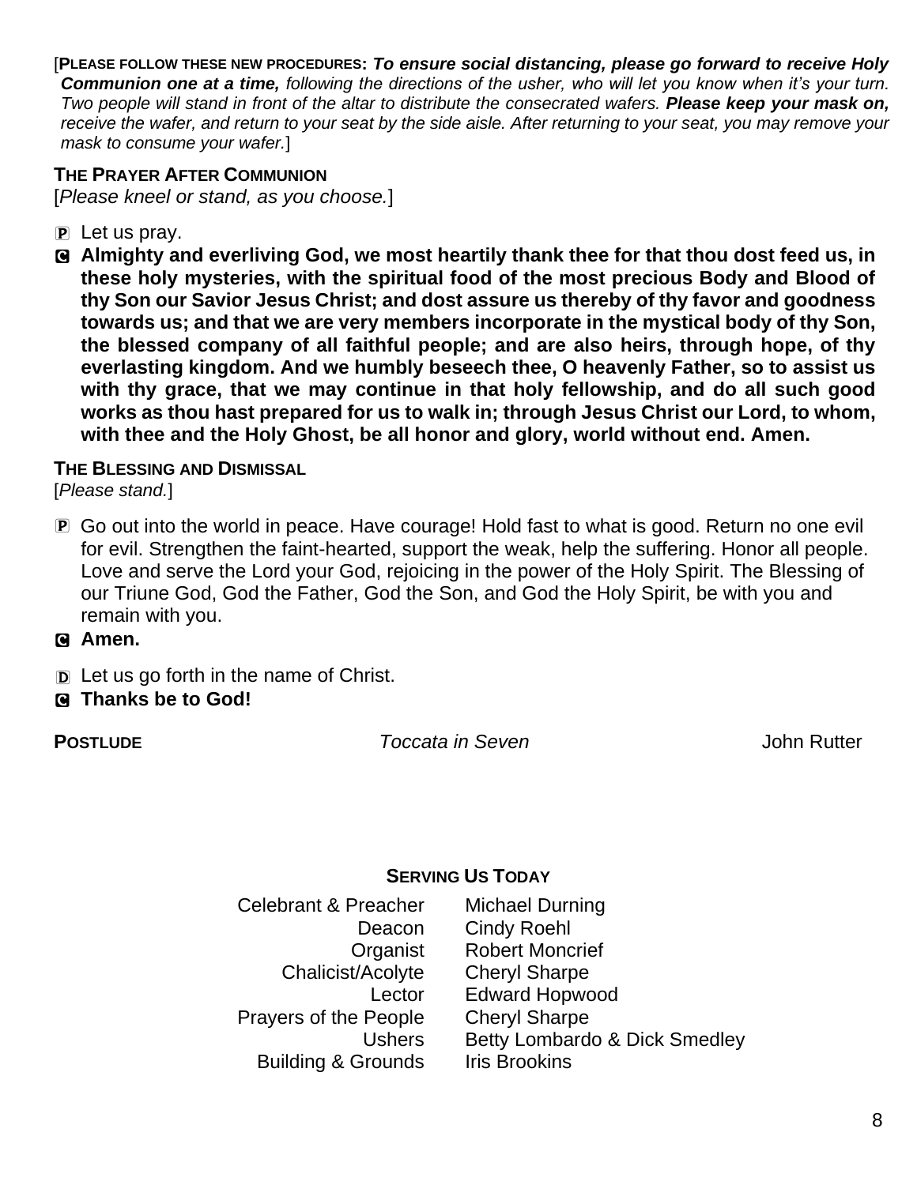[**Please follow these new procedures:** ***To ensure social distancing, please go forward to receive Holy Communion one at a time,*** *following the directions of the usher, who will let you know when it's your turn. Two people will stand in front of the altar to distribute the consecrated wafers.* ***Please keep your mask on,*** *receive the wafer, and return to your seat by the side aisle. After returning to your seat, you may remove your mask to consume your wafer.*]

**The Prayer After Communion**

[*Please kneel or stand, as you choose.*]

P Let us pray.

C **Almighty and everliving God, we most heartily thank thee for that thou dost feed us, in these holy mysteries, with the spiritual food of the most precious Body and Blood of thy Son our Savior Jesus Christ; and dost assure us thereby of thy favor and goodness towards us; and that we are very members incorporate in the mystical body of thy Son, the blessed company of all faithful people; and are also heirs, through hope, of thy everlasting kingdom. And we humbly beseech thee, O heavenly Father, so to assist us with thy grace, that we may continue in that holy fellowship, and do all such good works as thou hast prepared for us to walk in; through Jesus Christ our Lord, to whom, with thee and the Holy Ghost, be all honor and glory, world without end. Amen.**

**The Blessing and Dismissal**

[*Please stand.*]

P Go out into the world in peace. Have courage! Hold fast to what is good. Return no one evil for evil. Strengthen the faint-hearted, support the weak, help the suffering. Honor all people. Love and serve the Lord your God, rejoicing in the power of the Holy Spirit. The Blessing of our Triune God, God the Father, God the Son, and God the Holy Spirit, be with you and remain with you.

C **Amen.**

D Let us go forth in the name of Christ.

C **Thanks be to God!**

**Postlude** *Toccata in Seven* John Rutter

**Serving Us Today**

| | |
|---|---|
| Celebrant & Preacher | Michael Durning |
| Deacon | Cindy Roehl |
| Organist | Robert Moncrief |
| Chalicist/Acolyte | Cheryl Sharpe |
| Lector | Edward Hopwood |
| Prayers of the People | Cheryl Sharpe |
| Ushers | Betty Lombardo & Dick Smedley |
| Building & Grounds | Iris Brookins |